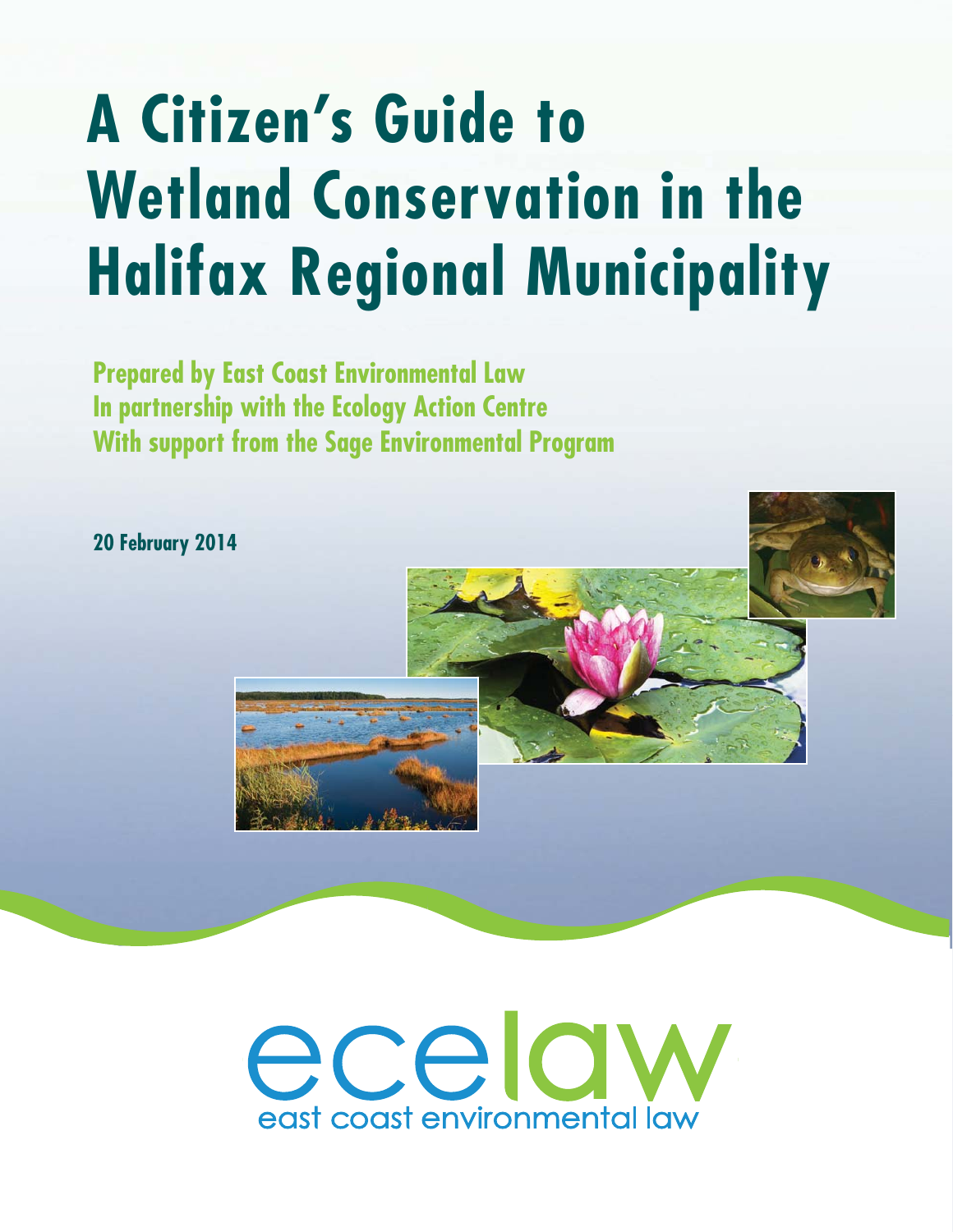# A Citizen's Guide to Wetland Conservation in the Halifax Regional Municipality

**Prepared by East Coast Environmental Law**
**In partnership with the Ecology Action Centre**
**With support from the Sage Environmental Program**

**20 February 2014**

ecelaw
east coast environmental law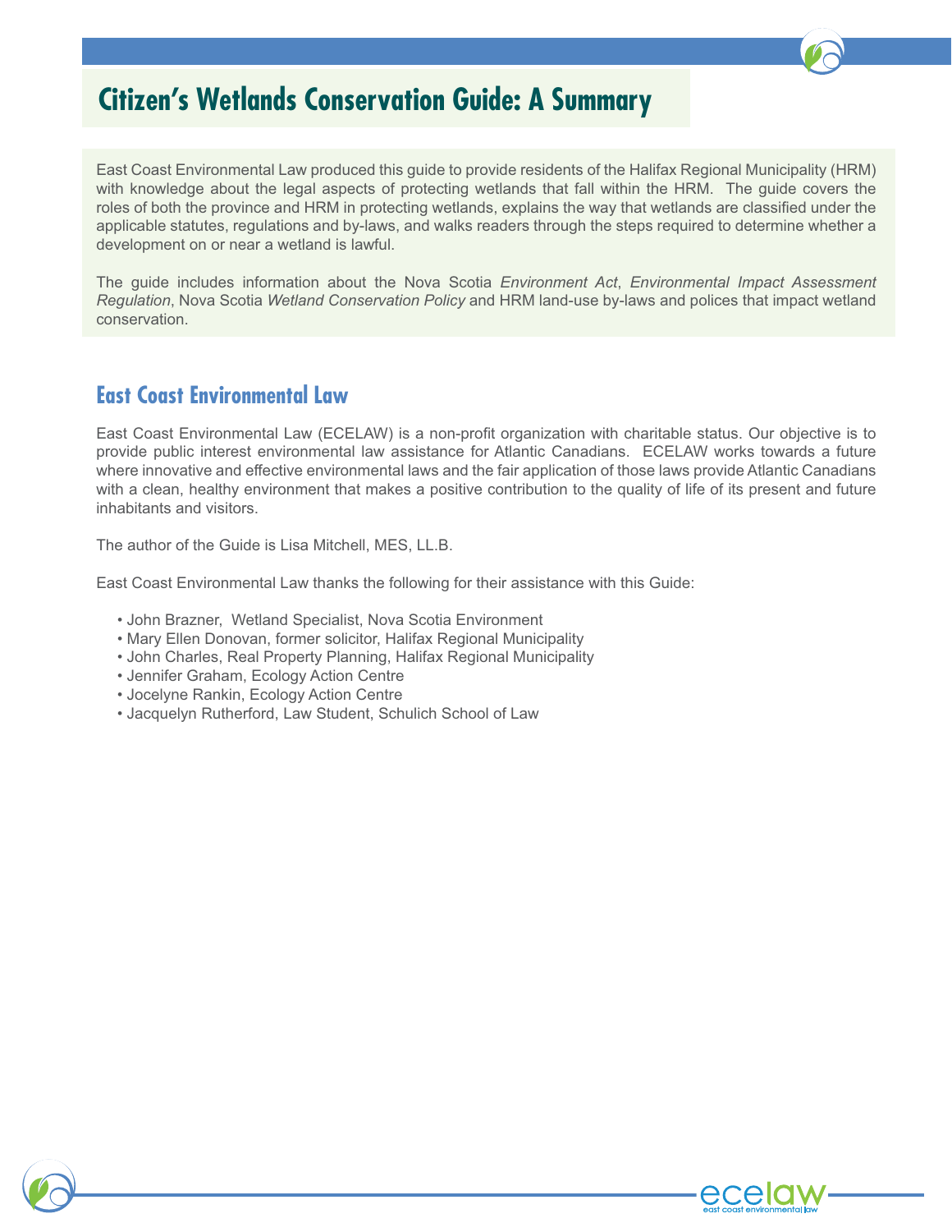# Citizen's Wetlands Conservation Guide: A Summary

East Coast Environmental Law produced this guide to provide residents of the Halifax Regional Municipality (HRM) with knowledge about the legal aspects of protecting wetlands that fall within the HRM. The guide covers the roles of both the province and HRM in protecting wetlands, explains the way that wetlands are classified under the applicable statutes, regulations and by-laws, and walks readers through the steps required to determine whether a development on or near a wetland is lawful.

The guide includes information about the Nova Scotia *Environment Act*, *Environmental Impact Assessment Regulation*, Nova Scotia *Wetland Conservation Policy* and HRM land-use by-laws and polices that impact wetland conservation.

## East Coast Environmental Law

East Coast Environmental Law (ECELAW) is a non-profit organization with charitable status. Our objective is to provide public interest environmental law assistance for Atlantic Canadians. ECELAW works towards a future where innovative and effective environmental laws and the fair application of those laws provide Atlantic Canadians with a clean, healthy environment that makes a positive contribution to the quality of life of its present and future inhabitants and visitors.

The author of the Guide is Lisa Mitchell, MES, LL.B.

East Coast Environmental Law thanks the following for their assistance with this Guide:

- John Brazner, Wetland Specialist, Nova Scotia Environment
- Mary Ellen Donovan, former solicitor, Halifax Regional Municipality
- John Charles, Real Property Planning, Halifax Regional Municipality
- Jennifer Graham, Ecology Action Centre
- Jocelyne Rankin, Ecology Action Centre
- Jacquelyn Rutherford, Law Student, Schulich School of Law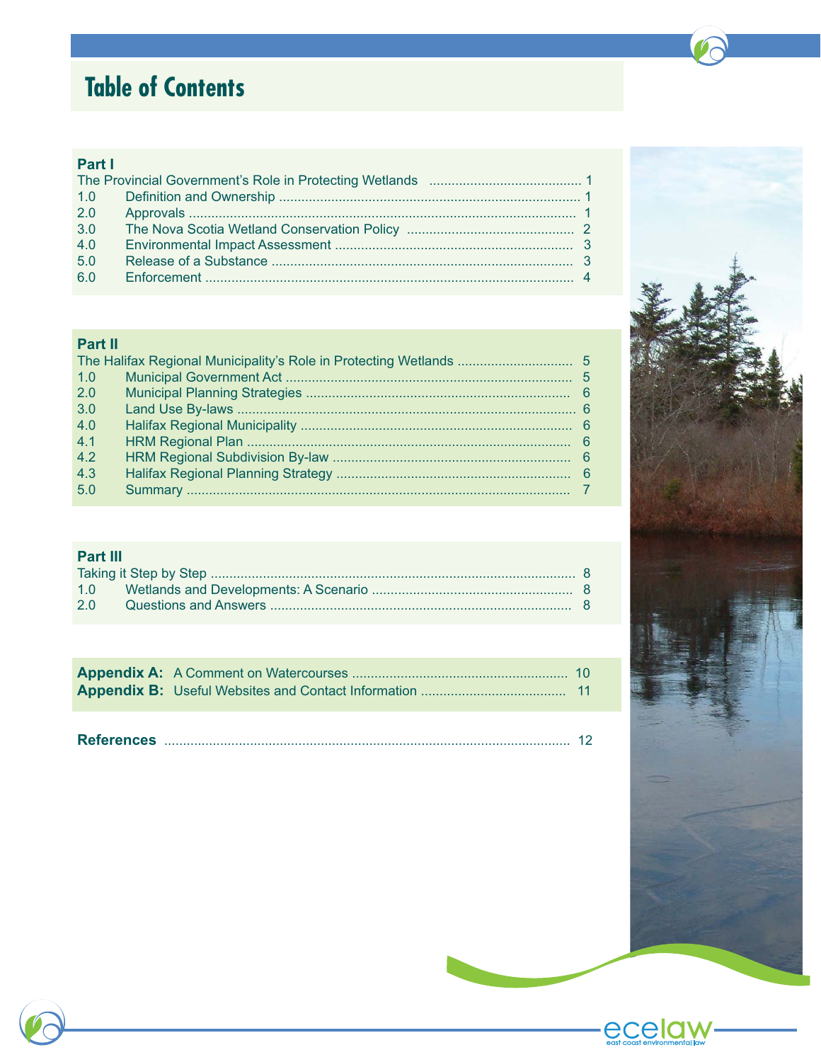# Table of Contents

**Part I**

The Provincial Government's Role in Protecting Wetlands ........................................ 1

| | | |
|---|---|---|
| 1.0 | Definition and Ownership | 1 |
| 2.0 | Approvals | 1 |
| 3.0 | The Nova Scotia Wetland Conservation Policy | 2 |
| 4.0 | Environmental Impact Assessment | 3 |
| 5.0 | Release of a Substance | 3 |
| 6.0 | Enforcement | 4 |

**Part II**

The Halifax Regional Municipality's Role in Protecting Wetlands .............................. 5

| | | |
|---|---|---|
| 1.0 | Municipal Government Act | 5 |
| 2.0 | Municipal Planning Strategies | 6 |
| 3.0 | Land Use By-laws | 6 |
| 4.0 | Halifax Regional Municipality | 6 |
| 4.1 | HRM Regional Plan | 6 |
| 4.2 | HRM Regional Subdivision By-law | 6 |
| 4.3 | Halifax Regional Planning Strategy | 6 |
| 5.0 | Summary | 7 |

**Part III**

Taking it Step by Step ................................................................................................ 8

| | | |
|---|---|---|
| 1.0 | Wetlands and Developments: A Scenario | 8 |
| 2.0 | Questions and Answers | 8 |

**Appendix A:** A Comment on Watercourses ........................................................ 10

**Appendix B:** Useful Websites and Contact Information ...................................... 11

**References** ............................................................................................................ 12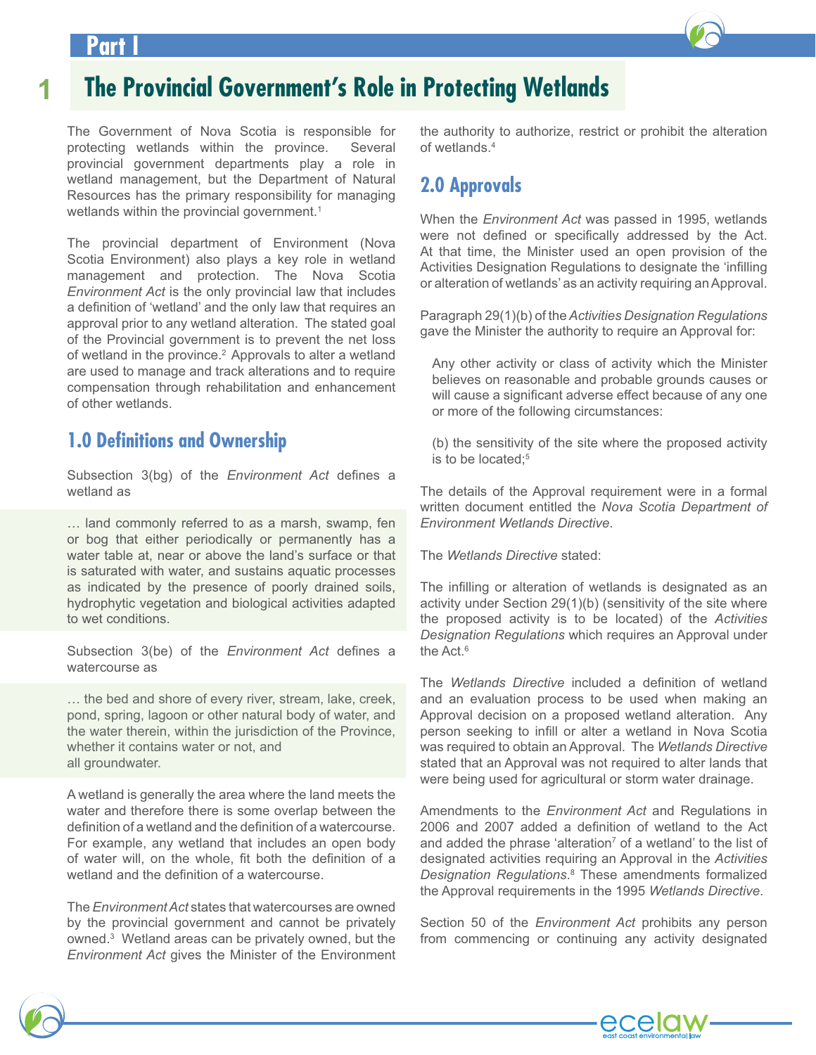# Part I

## 1 The Provincial Government's Role in Protecting Wetlands

The Government of Nova Scotia is responsible for protecting wetlands within the province. Several provincial government departments play a role in wetland management, but the Department of Natural Resources has the primary responsibility for managing wetlands within the provincial government.[1]

The provincial department of Environment (Nova Scotia Environment) also plays a key role in wetland management and protection. The Nova Scotia *Environment Act* is the only provincial law that includes a definition of 'wetland' and the only law that requires an approval prior to any wetland alteration. The stated goal of the Provincial government is to prevent the net loss of wetland in the province.[2] Approvals to alter a wetland are used to manage and track alterations and to require compensation through rehabilitation and enhancement of other wetlands.

### 1.0 Definitions and Ownership

Subsection 3(bg) of the *Environment Act* defines a wetland as

> … land commonly referred to as a marsh, swamp, fen or bog that either periodically or permanently has a water table at, near or above the land's surface or that is saturated with water, and sustains aquatic processes as indicated by the presence of poorly drained soils, hydrophytic vegetation and biological activities adapted to wet conditions.

Subsection 3(be) of the *Environment Act* defines a watercourse as

> … the bed and shore of every river, stream, lake, creek, pond, spring, lagoon or other natural body of water, and the water therein, within the jurisdiction of the Province, whether it contains water or not, and all groundwater.

A wetland is generally the area where the land meets the water and therefore there is some overlap between the definition of a wetland and the definition of a watercourse. For example, any wetland that includes an open body of water will, on the whole, fit both the definition of a wetland and the definition of a watercourse.

The *Environment Act* states that watercourses are owned by the provincial government and cannot be privately owned.[3] Wetland areas can be privately owned, but the *Environment Act* gives the Minister of the Environment the authority to authorize, restrict or prohibit the alteration of wetlands.[4]

### 2.0 Approvals

When the *Environment Act* was passed in 1995, wetlands were not defined or specifically addressed by the Act. At that time, the Minister used an open provision of the Activities Designation Regulations to designate the 'infilling or alteration of wetlands' as an activity requiring an Approval.

Paragraph 29(1)(b) of the *Activities Designation Regulations* gave the Minister the authority to require an Approval for:

> Any other activity or class of activity which the Minister believes on reasonable and probable grounds causes or will cause a significant adverse effect because of any one or more of the following circumstances:
>
> (b) the sensitivity of the site where the proposed activity is to be located;[5]

The details of the Approval requirement were in a formal written document entitled the *Nova Scotia Department of Environment Wetlands Directive*.

The *Wetlands Directive* stated:

The infilling or alteration of wetlands is designated as an activity under Section 29(1)(b) (sensitivity of the site where the proposed activity is to be located) of the *Activities Designation Regulations* which requires an Approval under the Act.[6]

The *Wetlands Directive* included a definition of wetland and an evaluation process to be used when making an Approval decision on a proposed wetland alteration. Any person seeking to infill or alter a wetland in Nova Scotia was required to obtain an Approval. The *Wetlands Directive* stated that an Approval was not required to alter lands that were being used for agricultural or storm water drainage.

Amendments to the *Environment Act* and Regulations in 2006 and 2007 added a definition of wetland to the Act and added the phrase 'alteration[7] of a wetland' to the list of designated activities requiring an Approval in the *Activities Designation Regulations*.[8] These amendments formalized the Approval requirements in the 1995 *Wetlands Directive*.

Section 50 of the *Environment Act* prohibits any person from commencing or continuing any activity designated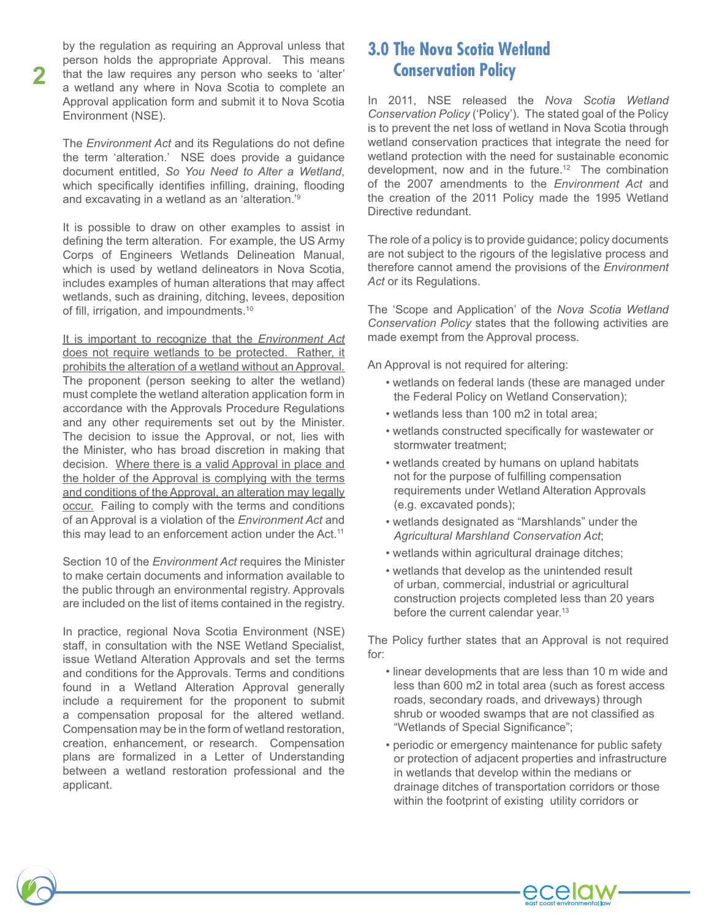by the regulation as requiring an Approval unless that person holds the appropriate Approval. This means that the law requires any person who seeks to 'alter' a wetland any where in Nova Scotia to complete an Approval application form and submit it to Nova Scotia Environment (NSE).

The *Environment Act* and its Regulations do not define the term 'alteration.' NSE does provide a guidance document entitled, *So You Need to Alter a Wetland*, which specifically identifies infilling, draining, flooding and excavating in a wetland as an 'alteration.'[9]

It is possible to draw on other examples to assist in defining the term alteration. For example, the US Army Corps of Engineers Wetlands Delineation Manual, which is used by wetland delineators in Nova Scotia, includes examples of human alterations that may affect wetlands, such as draining, ditching, levees, deposition of fill, irrigation, and impoundments.[10]

<u>It is important to recognize that the *Environment Act* does not require wetlands to be protected. Rather, it prohibits the alteration of a wetland without an Approval.</u> The proponent (person seeking to alter the wetland) must complete the wetland alteration application form in accordance with the Approvals Procedure Regulations and any other requirements set out by the Minister. The decision to issue the Approval, or not, lies with the Minister, who has broad discretion in making that decision. <u>Where there is a valid Approval in place and the holder of the Approval is complying with the terms and conditions of the Approval, an alteration may legally occur.</u> Failing to comply with the terms and conditions of an Approval is a violation of the *Environment Act* and this may lead to an enforcement action under the Act.[11]

Section 10 of the *Environment Act* requires the Minister to make certain documents and information available to the public through an environmental registry. Approvals are included on the list of items contained in the registry.

In practice, regional Nova Scotia Environment (NSE) staff, in consultation with the NSE Wetland Specialist, issue Wetland Alteration Approvals and set the terms and conditions for the Approvals. Terms and conditions found in a Wetland Alteration Approval generally include a requirement for the proponent to submit a compensation proposal for the altered wetland. Compensation may be in the form of wetland restoration, creation, enhancement, or research. Compensation plans are formalized in a Letter of Understanding between a wetland restoration professional and the applicant.

## 3.0 The Nova Scotia Wetland Conservation Policy

In 2011, NSE released the *Nova Scotia Wetland Conservation Policy* ('Policy'). The stated goal of the Policy is to prevent the net loss of wetland in Nova Scotia through wetland conservation practices that integrate the need for wetland protection with the need for sustainable economic development, now and in the future.[12] The combination of the 2007 amendments to the *Environment Act* and the creation of the 2011 Policy made the 1995 Wetland Directive redundant.

The role of a policy is to provide guidance; policy documents are not subject to the rigours of the legislative process and therefore cannot amend the provisions of the *Environment Act* or its Regulations.

The 'Scope and Application' of the *Nova Scotia Wetland Conservation Policy* states that the following activities are made exempt from the Approval process.

An Approval is not required for altering:

- wetlands on federal lands (these are managed under the Federal Policy on Wetland Conservation);
- wetlands less than 100 m2 in total area;
- wetlands constructed specifically for wastewater or stormwater treatment;
- wetlands created by humans on upland habitats not for the purpose of fulfilling compensation requirements under Wetland Alteration Approvals (e.g. excavated ponds);
- wetlands designated as "Marshlands" under the *Agricultural Marshland Conservation Act*;
- wetlands within agricultural drainage ditches;
- wetlands that develop as the unintended result of urban, commercial, industrial or agricultural construction projects completed less than 20 years before the current calendar year.[13]

The Policy further states that an Approval is not required for:

- linear developments that are less than 10 m wide and less than 600 m2 in total area (such as forest access roads, secondary roads, and driveways) through shrub or wooded swamps that are not classified as "Wetlands of Special Significance";
- periodic or emergency maintenance for public safety or protection of adjacent properties and infrastructure in wetlands that develop within the medians or drainage ditches of transportation corridors or those within the footprint of existing utility corridors or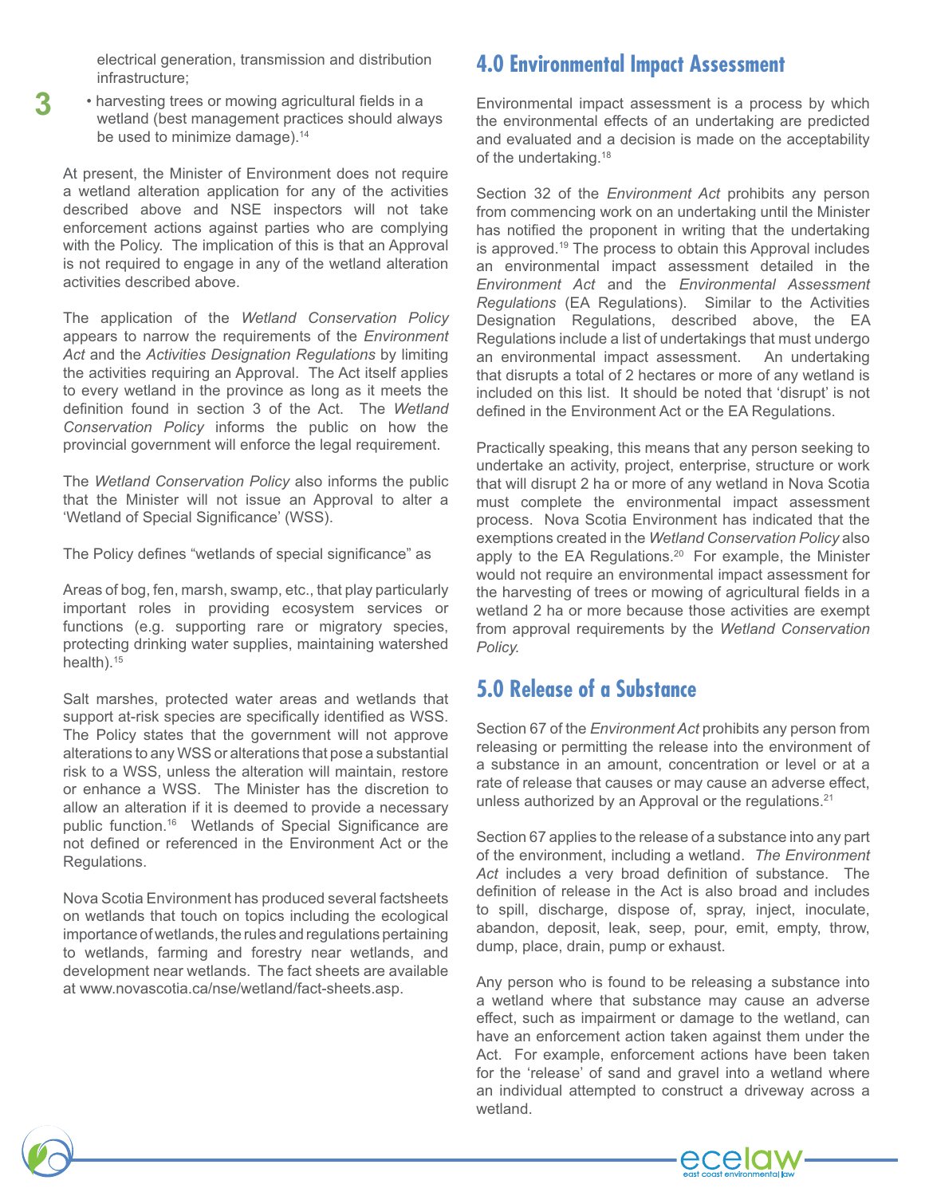electrical generation, transmission and distribution infrastructure;

- harvesting trees or mowing agricultural fields in a wetland (best management practices should always be used to minimize damage).[14]

At present, the Minister of Environment does not require a wetland alteration application for any of the activities described above and NSE inspectors will not take enforcement actions against parties who are complying with the Policy. The implication of this is that an Approval is not required to engage in any of the wetland alteration activities described above.

The application of the *Wetland Conservation Policy* appears to narrow the requirements of the *Environment Act* and the *Activities Designation Regulations* by limiting the activities requiring an Approval. The Act itself applies to every wetland in the province as long as it meets the definition found in section 3 of the Act. The *Wetland Conservation Policy* informs the public on how the provincial government will enforce the legal requirement.

The *Wetland Conservation Policy* also informs the public that the Minister will not issue an Approval to alter a 'Wetland of Special Significance' (WSS).

The Policy defines "wetlands of special significance" as

Areas of bog, fen, marsh, swamp, etc., that play particularly important roles in providing ecosystem services or functions (e.g. supporting rare or migratory species, protecting drinking water supplies, maintaining watershed health).[15]

Salt marshes, protected water areas and wetlands that support at-risk species are specifically identified as WSS. The Policy states that the government will not approve alterations to any WSS or alterations that pose a substantial risk to a WSS, unless the alteration will maintain, restore or enhance a WSS. The Minister has the discretion to allow an alteration if it is deemed to provide a necessary public function.[16] Wetlands of Special Significance are not defined or referenced in the Environment Act or the Regulations.

Nova Scotia Environment has produced several factsheets on wetlands that touch on topics including the ecological importance of wetlands, the rules and regulations pertaining to wetlands, farming and forestry near wetlands, and development near wetlands. The fact sheets are available at www.novascotia.ca/nse/wetland/fact-sheets.asp.

## 4.0 Environmental Impact Assessment

Environmental impact assessment is a process by which the environmental effects of an undertaking are predicted and evaluated and a decision is made on the acceptability of the undertaking.[18]

Section 32 of the *Environment Act* prohibits any person from commencing work on an undertaking until the Minister has notified the proponent in writing that the undertaking is approved.[19] The process to obtain this Approval includes an environmental impact assessment detailed in the *Environment Act* and the *Environmental Assessment Regulations* (EA Regulations). Similar to the Activities Designation Regulations, described above, the EA Regulations include a list of undertakings that must undergo an environmental impact assessment. An undertaking that disrupts a total of 2 hectares or more of any wetland is included on this list. It should be noted that 'disrupt' is not defined in the Environment Act or the EA Regulations.

Practically speaking, this means that any person seeking to undertake an activity, project, enterprise, structure or work that will disrupt 2 ha or more of any wetland in Nova Scotia must complete the environmental impact assessment process. Nova Scotia Environment has indicated that the exemptions created in the *Wetland Conservation Policy* also apply to the EA Regulations.[20] For example, the Minister would not require an environmental impact assessment for the harvesting of trees or mowing of agricultural fields in a wetland 2 ha or more because those activities are exempt from approval requirements by the *Wetland Conservation Policy.*

## 5.0 Release of a Substance

Section 67 of the *Environment Act* prohibits any person from releasing or permitting the release into the environment of a substance in an amount, concentration or level or at a rate of release that causes or may cause an adverse effect, unless authorized by an Approval or the regulations.[21]

Section 67 applies to the release of a substance into any part of the environment, including a wetland. *The Environment Act* includes a very broad definition of substance. The definition of release in the Act is also broad and includes to spill, discharge, dispose of, spray, inject, inoculate, abandon, deposit, leak, seep, pour, emit, empty, throw, dump, place, drain, pump or exhaust.

Any person who is found to be releasing a substance into a wetland where that substance may cause an adverse effect, such as impairment or damage to the wetland, can have an enforcement action taken against them under the Act. For example, enforcement actions have been taken for the 'release' of sand and gravel into a wetland where an individual attempted to construct a driveway across a wetland.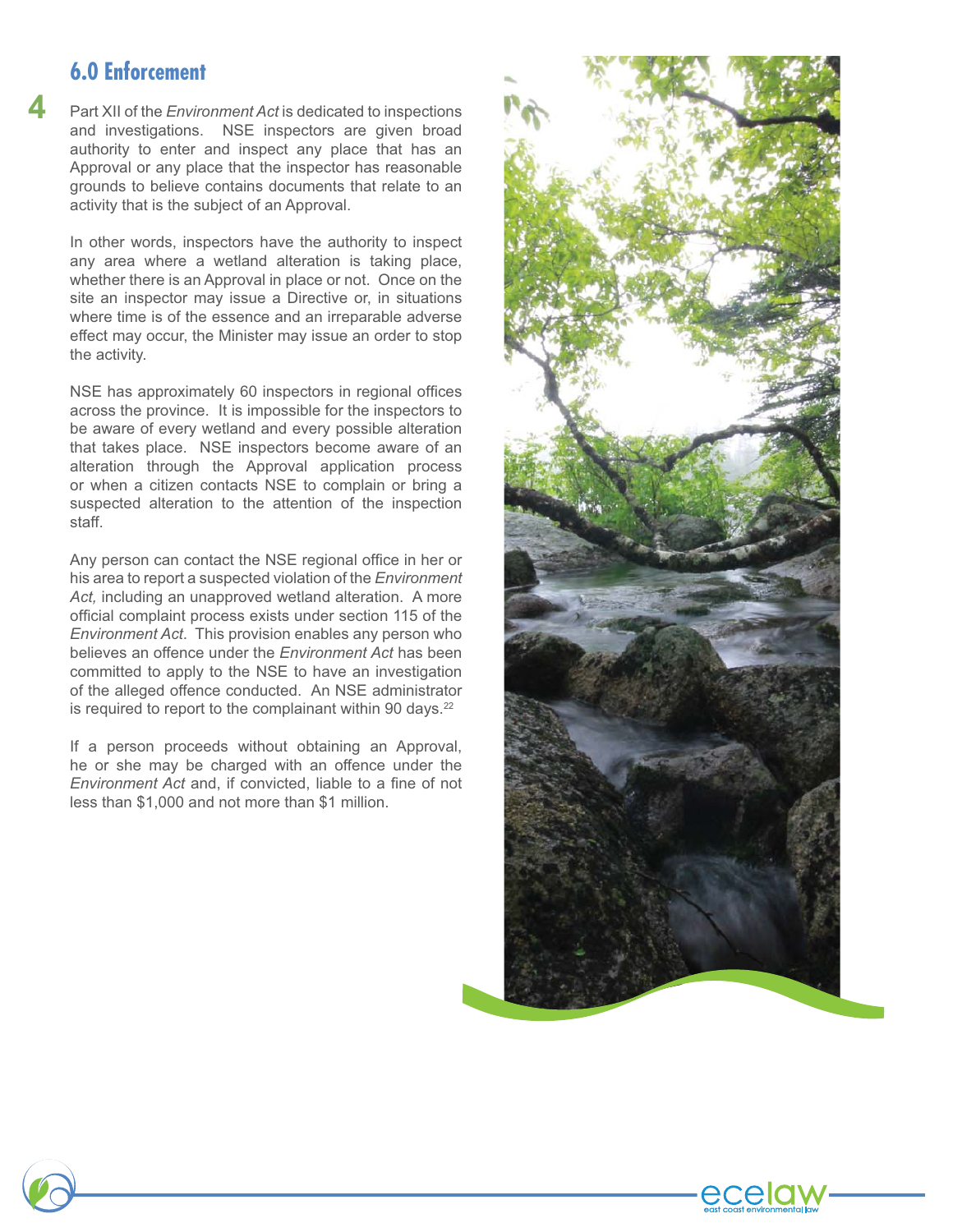## 6.0 Enforcement

Part XII of the *Environment Act* is dedicated to inspections and investigations. NSE inspectors are given broad authority to enter and inspect any place that has an Approval or any place that the inspector has reasonable grounds to believe contains documents that relate to an activity that is the subject of an Approval.

In other words, inspectors have the authority to inspect any area where a wetland alteration is taking place, whether there is an Approval in place or not. Once on the site an inspector may issue a Directive or, in situations where time is of the essence and an irreparable adverse effect may occur, the Minister may issue an order to stop the activity.

NSE has approximately 60 inspectors in regional offices across the province. It is impossible for the inspectors to be aware of every wetland and every possible alteration that takes place. NSE inspectors become aware of an alteration through the Approval application process or when a citizen contacts NSE to complain or bring a suspected alteration to the attention of the inspection staff.

Any person can contact the NSE regional office in her or his area to report a suspected violation of the *Environment Act,* including an unapproved wetland alteration. A more official complaint process exists under section 115 of the *Environment Act*. This provision enables any person who believes an offence under the *Environment Act* has been committed to apply to the NSE to have an investigation of the alleged offence conducted. An NSE administrator is required to report to the complainant within 90 days.[22]

If a person proceeds without obtaining an Approval, he or she may be charged with an offence under the *Environment Act* and, if convicted, liable to a fine of not less than $1,000 and not more than $1 million.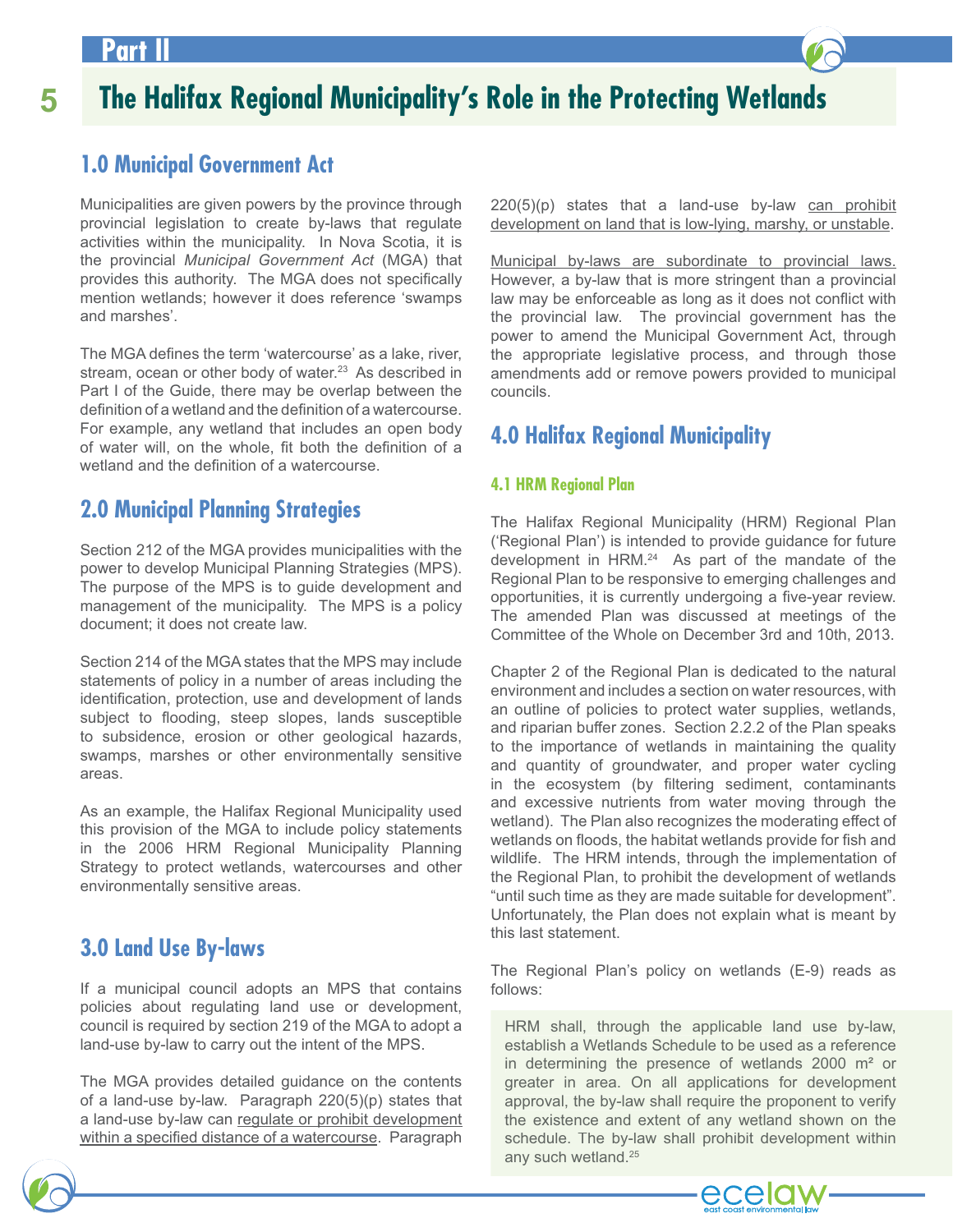# 5 The Halifax Regional Municipality's Role in the Protecting Wetlands

## 1.0 Municipal Government Act

Municipalities are given powers by the province through provincial legislation to create by-laws that regulate activities within the municipality. In Nova Scotia, it is the provincial *Municipal Government Act* (MGA) that provides this authority. The MGA does not specifically mention wetlands; however it does reference 'swamps and marshes'.

The MGA defines the term 'watercourse' as a lake, river, stream, ocean or other body of water.[23] As described in Part I of the Guide, there may be overlap between the definition of a wetland and the definition of a watercourse. For example, any wetland that includes an open body of water will, on the whole, fit both the definition of a wetland and the definition of a watercourse.

## 2.0 Municipal Planning Strategies

Section 212 of the MGA provides municipalities with the power to develop Municipal Planning Strategies (MPS). The purpose of the MPS is to guide development and management of the municipality. The MPS is a policy document; it does not create law.

Section 214 of the MGA states that the MPS may include statements of policy in a number of areas including the identification, protection, use and development of lands subject to flooding, steep slopes, lands susceptible to subsidence, erosion or other geological hazards, swamps, marshes or other environmentally sensitive areas.

As an example, the Halifax Regional Municipality used this provision of the MGA to include policy statements in the 2006 HRM Regional Municipality Planning Strategy to protect wetlands, watercourses and other environmentally sensitive areas.

## 3.0 Land Use By-laws

If a municipal council adopts an MPS that contains policies about regulating land use or development, council is required by section 219 of the MGA to adopt a land-use by-law to carry out the intent of the MPS.

The MGA provides detailed guidance on the contents of a land-use by-law. Paragraph 220(5)(p) states that a land-use by-law can regulate or prohibit development within a specified distance of a watercourse. Paragraph 220(5)(p) states that a land-use by-law can prohibit development on land that is low-lying, marshy, or unstable.

Municipal by-laws are subordinate to provincial laws. However, a by-law that is more stringent than a provincial law may be enforceable as long as it does not conflict with the provincial law. The provincial government has the power to amend the Municipal Government Act, through the appropriate legislative process, and through those amendments add or remove powers provided to municipal councils.

## 4.0 Halifax Regional Municipality

### 4.1 HRM Regional Plan

The Halifax Regional Municipality (HRM) Regional Plan ('Regional Plan') is intended to provide guidance for future development in HRM.[24] As part of the mandate of the Regional Plan to be responsive to emerging challenges and opportunities, it is currently undergoing a five-year review. The amended Plan was discussed at meetings of the Committee of the Whole on December 3rd and 10th, 2013.

Chapter 2 of the Regional Plan is dedicated to the natural environment and includes a section on water resources, with an outline of policies to protect water supplies, wetlands, and riparian buffer zones. Section 2.2.2 of the Plan speaks to the importance of wetlands in maintaining the quality and quantity of groundwater, and proper water cycling in the ecosystem (by filtering sediment, contaminants and excessive nutrients from water moving through the wetland). The Plan also recognizes the moderating effect of wetlands on floods, the habitat wetlands provide for fish and wildlife. The HRM intends, through the implementation of the Regional Plan, to prohibit the development of wetlands "until such time as they are made suitable for development". Unfortunately, the Plan does not explain what is meant by this last statement.

The Regional Plan's policy on wetlands (E-9) reads as follows:

> HRM shall, through the applicable land use by-law, establish a Wetlands Schedule to be used as a reference in determining the presence of wetlands 2000 m² or greater in area. On all applications for development approval, the by-law shall require the proponent to verify the existence and extent of any wetland shown on the schedule. The by-law shall prohibit development within any such wetland.[25]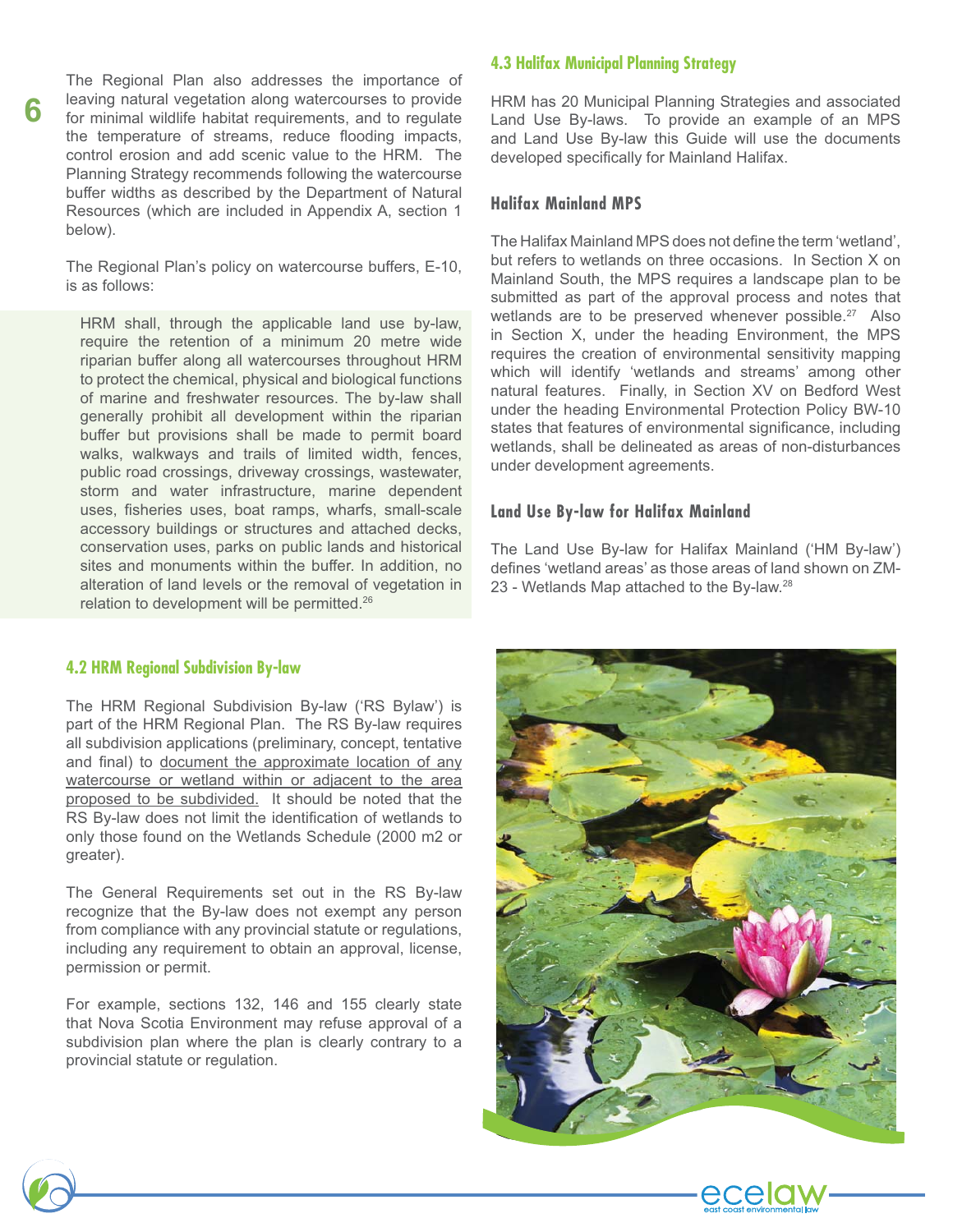The Regional Plan also addresses the importance of leaving natural vegetation along watercourses to provide for minimal wildlife habitat requirements, and to regulate the temperature of streams, reduce flooding impacts, control erosion and add scenic value to the HRM. The Planning Strategy recommends following the watercourse buffer widths as described by the Department of Natural Resources (which are included in Appendix A, section 1 below).

The Regional Plan's policy on watercourse buffers, E-10, is as follows:

> HRM shall, through the applicable land use by-law, require the retention of a minimum 20 metre wide riparian buffer along all watercourses throughout HRM to protect the chemical, physical and biological functions of marine and freshwater resources. The by-law shall generally prohibit all development within the riparian buffer but provisions shall be made to permit board walks, walkways and trails of limited width, fences, public road crossings, driveway crossings, wastewater, storm and water infrastructure, marine dependent uses, fisheries uses, boat ramps, wharfs, small-scale accessory buildings or structures and attached decks, conservation uses, parks on public lands and historical sites and monuments within the buffer. In addition, no alteration of land levels or the removal of vegetation in relation to development will be permitted.[26]

## 4.2 HRM Regional Subdivision By-law

The HRM Regional Subdivision By-law ('RS Bylaw') is part of the HRM Regional Plan. The RS By-law requires all subdivision applications (preliminary, concept, tentative and final) to document the approximate location of any watercourse or wetland within or adjacent to the area proposed to be subdivided. It should be noted that the RS By-law does not limit the identification of wetlands to only those found on the Wetlands Schedule (2000 m2 or greater).

The General Requirements set out in the RS By-law recognize that the By-law does not exempt any person from compliance with any provincial statute or regulations, including any requirement to obtain an approval, license, permission or permit.

For example, sections 132, 146 and 155 clearly state that Nova Scotia Environment may refuse approval of a subdivision plan where the plan is clearly contrary to a provincial statute or regulation.

## 4.3 Halifax Municipal Planning Strategy

HRM has 20 Municipal Planning Strategies and associated Land Use By-laws. To provide an example of an MPS and Land Use By-law this Guide will use the documents developed specifically for Mainland Halifax.

### Halifax Mainland MPS

The Halifax Mainland MPS does not define the term 'wetland', but refers to wetlands on three occasions. In Section X on Mainland South, the MPS requires a landscape plan to be submitted as part of the approval process and notes that wetlands are to be preserved whenever possible.[27] Also in Section X, under the heading Environment, the MPS requires the creation of environmental sensitivity mapping which will identify 'wetlands and streams' among other natural features. Finally, in Section XV on Bedford West under the heading Environmental Protection Policy BW-10 states that features of environmental significance, including wetlands, shall be delineated as areas of non-disturbances under development agreements.

### Land Use By-law for Halifax Mainland

The Land Use By-law for Halifax Mainland ('HM By-law') defines 'wetland areas' as those areas of land shown on ZM-23 - Wetlands Map attached to the By-law.[28]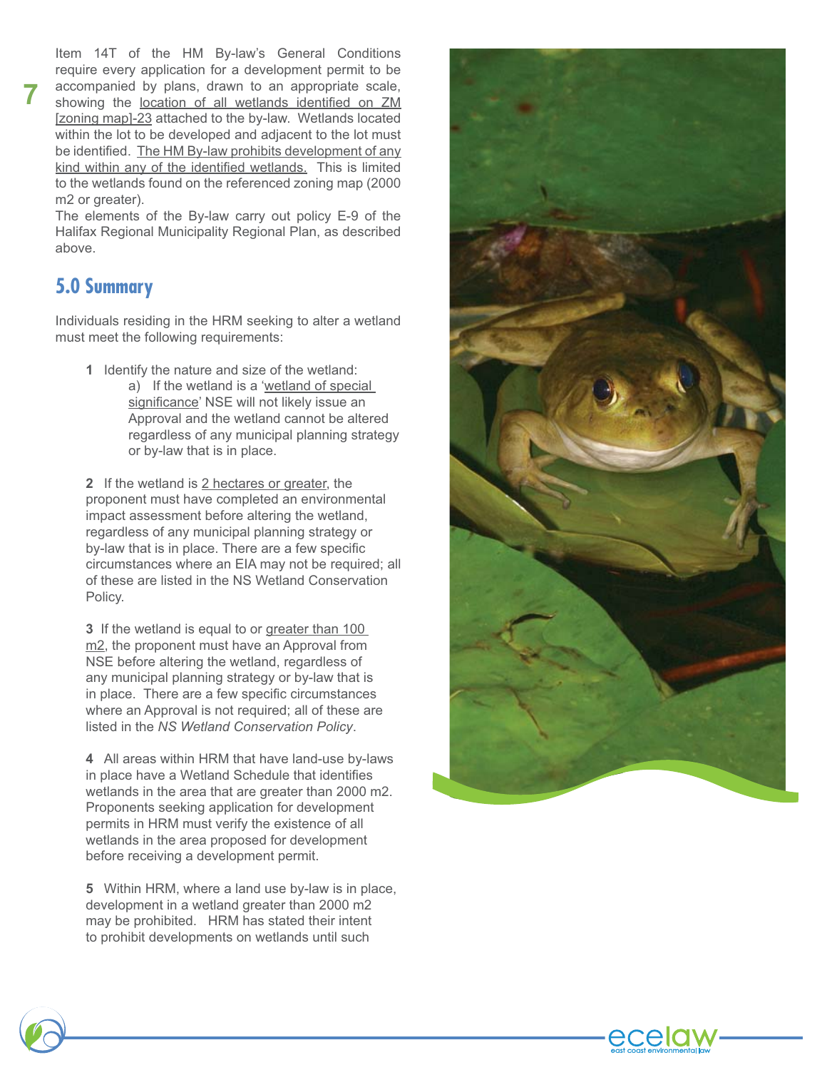Item 14T of the HM By-law's General Conditions require every application for a development permit to be accompanied by plans, drawn to an appropriate scale, showing the location of all wetlands identified on ZM [zoning map]-23 attached to the by-law. Wetlands located within the lot to be developed and adjacent to the lot must be identified. The HM By-law prohibits development of any kind within any of the identified wetlands. This is limited to the wetlands found on the referenced zoning map (2000 m2 or greater).

The elements of the By-law carry out policy E-9 of the Halifax Regional Municipality Regional Plan, as described above.

## 5.0 Summary

Individuals residing in the HRM seeking to alter a wetland must meet the following requirements:

**1** Identify the nature and size of the wetland:

a) If the wetland is a 'wetland of special significance' NSE will not likely issue an Approval and the wetland cannot be altered regardless of any municipal planning strategy or by-law that is in place.

**2** If the wetland is 2 hectares or greater, the proponent must have completed an environmental impact assessment before altering the wetland, regardless of any municipal planning strategy or by-law that is in place. There are a few specific circumstances where an EIA may not be required; all of these are listed in the NS Wetland Conservation Policy.

**3** If the wetland is equal to or greater than 100 m2, the proponent must have an Approval from NSE before altering the wetland, regardless of any municipal planning strategy or by-law that is in place. There are a few specific circumstances where an Approval is not required; all of these are listed in the *NS Wetland Conservation Policy*.

**4** All areas within HRM that have land-use by-laws in place have a Wetland Schedule that identifies wetlands in the area that are greater than 2000 m2. Proponents seeking application for development permits in HRM must verify the existence of all wetlands in the area proposed for development before receiving a development permit.

**5** Within HRM, where a land use by-law is in place, development in a wetland greater than 2000 m2 may be prohibited. HRM has stated their intent to prohibit developments on wetlands until such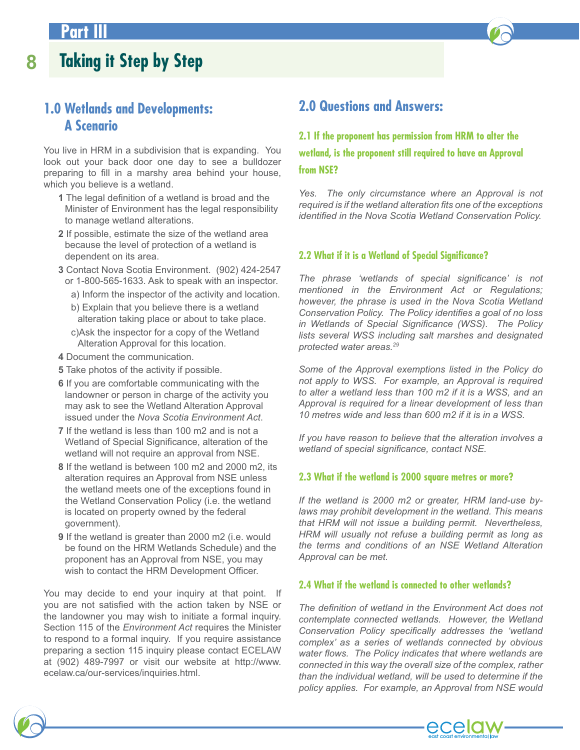# Part III

## 8 Taking it Step by Step

### 1.0 Wetlands and Developments: A Scenario

You live in HRM in a subdivision that is expanding. You look out your back door one day to see a bulldozer preparing to fill in a marshy area behind your house, which you believe is a wetland.

1. The legal definition of a wetland is broad and the Minister of Environment has the legal responsibility to manage wetland alterations.
2. If possible, estimate the size of the wetland area because the level of protection of a wetland is dependent on its area.
3. Contact Nova Scotia Environment. (902) 424-2547 or 1-800-565-1633. Ask to speak with an inspector.
   - a) Inform the inspector of the activity and location.
   - b) Explain that you believe there is a wetland alteration taking place or about to take place.
   - c) Ask the inspector for a copy of the Wetland Alteration Approval for this location.
4. Document the communication.
5. Take photos of the activity if possible.
6. If you are comfortable communicating with the landowner or person in charge of the activity you may ask to see the Wetland Alteration Approval issued under the *Nova Scotia Environment Act*.
7. If the wetland is less than 100 m2 and is not a Wetland of Special Significance, alteration of the wetland will not require an approval from NSE.
8. If the wetland is between 100 m2 and 2000 m2, its alteration requires an Approval from NSE unless the wetland meets one of the exceptions found in the Wetland Conservation Policy (i.e. the wetland is located on property owned by the federal government).
9. If the wetland is greater than 2000 m2 (i.e. would be found on the HRM Wetlands Schedule) and the proponent has an Approval from NSE, you may wish to contact the HRM Development Officer.

You may decide to end your inquiry at that point. If you are not satisfied with the action taken by NSE or the landowner you may wish to initiate a formal inquiry. Section 115 of the *Environment Act* requires the Minister to respond to a formal inquiry. If you require assistance preparing a section 115 inquiry please contact ECELAW at (902) 489-7997 or visit our website at http://www.ecelaw.ca/our-services/inquiries.html.

### 2.0 Questions and Answers:

#### 2.1 If the proponent has permission from HRM to alter the wetland, is the proponent still required to have an Approval from NSE?

*Yes. The only circumstance where an Approval is not required is if the wetland alteration fits one of the exceptions identified in the Nova Scotia Wetland Conservation Policy.*

#### 2.2 What if it is a Wetland of Special Significance?

*The phrase 'wetlands of special significance' is not mentioned in the Environment Act or Regulations; however, the phrase is used in the Nova Scotia Wetland Conservation Policy. The Policy identifies a goal of no loss in Wetlands of Special Significance (WSS). The Policy lists several WSS including salt marshes and designated protected water areas.*[29]

*Some of the Approval exemptions listed in the Policy do not apply to WSS. For example, an Approval is required to alter a wetland less than 100 m2 if it is a WSS, and an Approval is required for a linear development of less than 10 metres wide and less than 600 m2 if it is in a WSS.*

*If you have reason to believe that the alteration involves a wetland of special significance, contact NSE.*

#### 2.3 What if the wetland is 2000 square metres or more?

*If the wetland is 2000 m2 or greater, HRM land-use by-laws may prohibit development in the wetland. This means that HRM will not issue a building permit. Nevertheless, HRM will usually not refuse a building permit as long as the terms and conditions of an NSE Wetland Alteration Approval can be met.*

#### 2.4 What if the wetland is connected to other wetlands?

*The definition of wetland in the Environment Act does not contemplate connected wetlands. However, the Wetland Conservation Policy specifically addresses the 'wetland complex' as a series of wetlands connected by obvious water flows. The Policy indicates that where wetlands are connected in this way the overall size of the complex, rather than the individual wetland, will be used to determine if the policy applies. For example, an Approval from NSE would*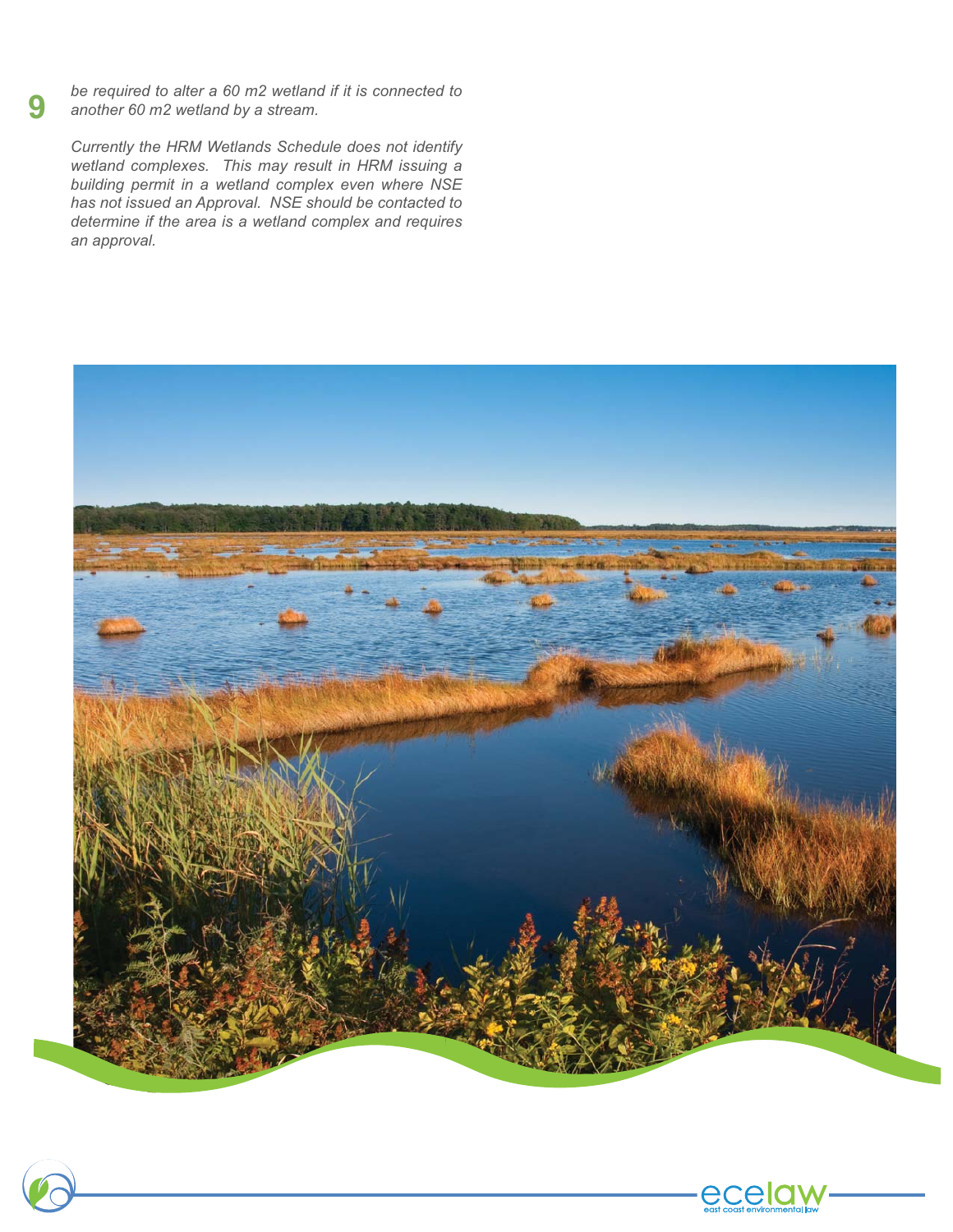*be required to alter a 60 m2 wetland if it is connected to another 60 m2 wetland by a stream.*

*Currently the HRM Wetlands Schedule does not identify wetland complexes. This may result in HRM issuing a building permit in a wetland complex even where NSE has not issued an Approval. NSE should be contacted to determine if the area is a wetland complex and requires an approval.*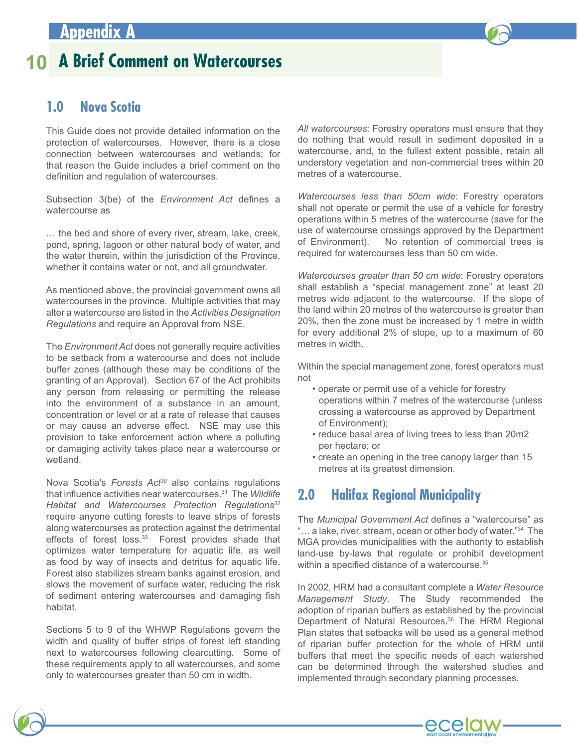## Appendix A

# 10 A Brief Comment on Watercourses

## 1.0 Nova Scotia

This Guide does not provide detailed information on the protection of watercourses. However, there is a close connection between watercourses and wetlands; for that reason the Guide includes a brief comment on the definition and regulation of watercourses.

Subsection 3(be) of the *Environment Act* defines a watercourse as

… the bed and shore of every river, stream, lake, creek, pond, spring, lagoon or other natural body of water, and the water therein, within the jurisdiction of the Province, whether it contains water or not, and all groundwater.

As mentioned above, the provincial government owns all watercourses in the province. Multiple activities that may alter a watercourse are listed in the *Activities Designation Regulations* and require an Approval from NSE.

The *Environment Act* does not generally require activities to be setback from a watercourse and does not include buffer zones (although these may be conditions of the granting of an Approval). Section 67 of the Act prohibits any person from releasing or permitting the release into the environment of a substance in an amount, concentration or level or at a rate of release that causes or may cause an adverse effect. NSE may use this provision to take enforcement action where a polluting or damaging activity takes place near a watercourse or wetland.

Nova Scotia's *Forests Act*[30] also contains regulations that influence activities near watercourses.[31] The *Wildlife Habitat and Watercourses Protection Regulations*[32] require anyone cutting forests to leave strips of forests along watercourses as protection against the detrimental effects of forest loss.[33] Forest provides shade that optimizes water temperature for aquatic life, as well as food by way of insects and detritus for aquatic life. Forest also stabilizes stream banks against erosion, and slows the movement of surface water, reducing the risk of sediment entering watercourses and damaging fish habitat.

Sections 5 to 9 of the WHWP Regulations govern the width and quality of buffer strips of forest left standing next to watercourses following clearcutting. Some of these requirements apply to all watercourses, and some only to watercourses greater than 50 cm in width.

*All watercourses*: Forestry operators must ensure that they do nothing that would result in sediment deposited in a watercourse, and, to the fullest extent possible, retain all understory vegetation and non-commercial trees within 20 metres of a watercourse.

*Watercourses less than 50cm wide*: Forestry operators shall not operate or permit the use of a vehicle for forestry operations within 5 metres of the watercourse (save for the use of watercourse crossings approved by the Department of Environment). No retention of commercial trees is required for watercourses less than 50 cm wide.

*Watercourses greater than 50 cm wide*: Forestry operators shall establish a "special management zone" at least 20 metres wide adjacent to the watercourse. If the slope of the land within 20 metres of the watercourse is greater than 20%, then the zone must be increased by 1 metre in width for every additional 2% of slope, up to a maximum of 60 metres in width.

Within the special management zone, forest operators must not

- operate or permit use of a vehicle for forestry operations within 7 metres of the watercourse (unless crossing a watercourse as approved by Department of Environment);
- reduce basal area of living trees to less than 20m2 per hectare; or
- create an opening in the tree canopy larger than 15 metres at its greatest dimension.

## 2.0 Halifax Regional Municipality

The *Municipal Government Act* defines a "watercourse" as "… a lake, river, stream, ocean or other body of water."[34] The MGA provides municipalities with the authority to establish land-use by-laws that regulate or prohibit development within a specified distance of a watercourse.[35]

In 2002, HRM had a consultant complete a *Water Resource Management Study*. The Study recommended the adoption of riparian buffers as established by the provincial Department of Natural Resources.[36] The HRM Regional Plan states that setbacks will be used as a general method of riparian buffer protection for the whole of HRM until buffers that meet the specific needs of each watershed can be determined through the watershed studies and implemented through secondary planning processes.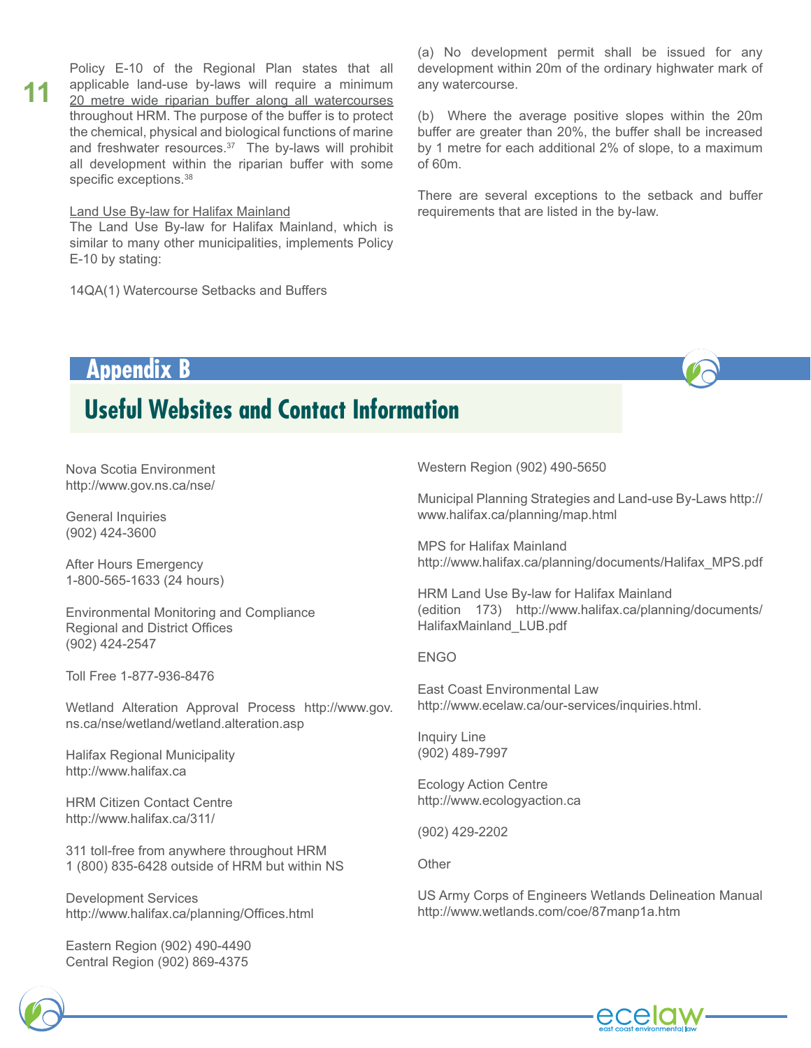Policy E-10 of the Regional Plan states that all applicable land-use by-laws will require a minimum 20 metre wide riparian buffer along all watercourses throughout HRM. The purpose of the buffer is to protect the chemical, physical and biological functions of marine and freshwater resources.[37] The by-laws will prohibit all development within the riparian buffer with some specific exceptions.[38]

Land Use By-law for Halifax Mainland

The Land Use By-law for Halifax Mainland, which is similar to many other municipalities, implements Policy E-10 by stating:

14QA(1) Watercourse Setbacks and Buffers

(a) No development permit shall be issued for any development within 20m of the ordinary highwater mark of any watercourse.

(b) Where the average positive slopes within the 20m buffer are greater than 20%, the buffer shall be increased by 1 metre for each additional 2% of slope, to a maximum of 60m.

There are several exceptions to the setback and buffer requirements that are listed in the by-law.

# Appendix B

## Useful Websites and Contact Information

Nova Scotia Environment
http://www.gov.ns.ca/nse/

General Inquiries
(902) 424-3600

After Hours Emergency
1-800-565-1633 (24 hours)

Environmental Monitoring and Compliance
Regional and District Offices
(902) 424-2547

Toll Free 1-877-936-8476

Wetland Alteration Approval Process http://www.gov.ns.ca/nse/wetland/wetland.alteration.asp

Halifax Regional Municipality
http://www.halifax.ca

HRM Citizen Contact Centre
http://www.halifax.ca/311/

311 toll-free from anywhere throughout HRM
1 (800) 835-6428 outside of HRM but within NS

Development Services
http://www.halifax.ca/planning/Offices.html

Eastern Region (902) 490-4490
Central Region (902) 869-4375

Western Region (902) 490-5650

Municipal Planning Strategies and Land-use By-Laws http://www.halifax.ca/planning/map.html

MPS for Halifax Mainland
http://www.halifax.ca/planning/documents/Halifax_MPS.pdf

HRM Land Use By-law for Halifax Mainland
(edition 173) http://www.halifax.ca/planning/documents/HalifaxMainland_LUB.pdf

ENGO

East Coast Environmental Law
http://www.ecelaw.ca/our-services/inquiries.html.

Inquiry Line
(902) 489-7997

Ecology Action Centre
http://www.ecologyaction.ca

(902) 429-2202

Other

US Army Corps of Engineers Wetlands Delineation Manual
http://www.wetlands.com/coe/87manp1a.htm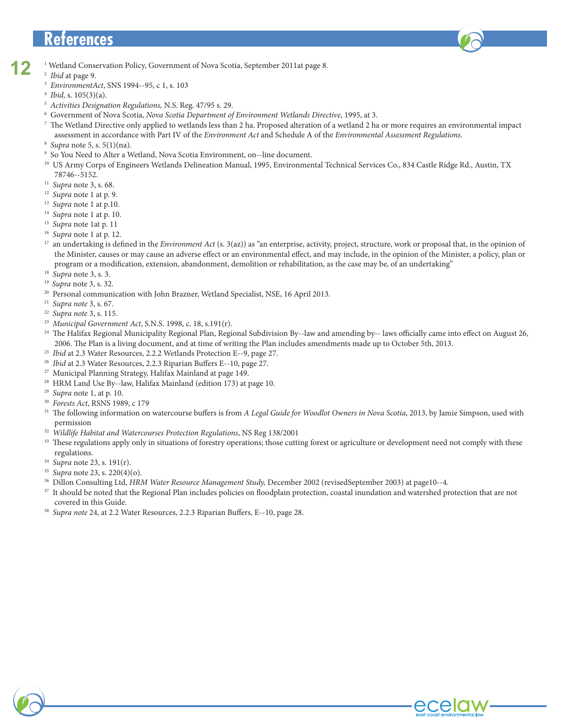# References

1. Wetland Conservation Policy, Government of Nova Scotia, September 2011at page 8.
2. *Ibid* at page 9.
3. *EnvironmentAct*, SNS 1994--95, c 1, s. 103
4. *Ibid*, s. 105(3)(a).
5. *Activities Designation Regulations,* N.S. Reg. 47/95 s. 29.
6. Government of Nova Scotia, *Nova Scotia Department of Environment Wetlands Directive*, 1995, at 3.
7. The Wetland Directive only applied to wetlands less than 2 ha. Proposed alteration of a wetland 2 ha or more requires an environmental impact assessment in accordance with Part IV of the *Environment Act* and Schedule A of the *Environmental Assessment Regulations*.
8. *Supra* note 5, s. 5(1)(na).
9. So You Need to Alter a Wetland, Nova Scotia Environment, on--line document.
10. US Army Corps of Engineers Wetlands Delineation Manual, 1995, Environmental Technical Services Co., 834 Castle Ridge Rd., Austin, TX 78746--5152.
11. *Supra* note 3, s. 68.
12. *Supra* note 1 at p. 9.
13. *Supra* note 1 at p.10.
14. *Supra* note 1 at p. 10.
15. *Supra* note 1at p. 11
16. *Supra* note 1 at p. 12.
17. an undertaking is defined in the *Environment Act* (s. 3(az)) as "an enterprise, activity, project, structure, work or proposal that, in the opinion of the Minister, causes or may cause an adverse effect or an environmental effect, and may include, in the opinion of the Minister, a policy, plan or program or a modification, extension, abandonment, demolition or rehabilitation, as the case may be, of an undertaking"
18. *Supra* note 3, s. 3.
19. *Supra* note 3, s. 32.
20. Personal communication with John Brazner, Wetland Specialist, NSE, 16 April 2013.
21. *Supra note* 3, s. 67.
22. *Supra note* 3, s. 115.
23. *Municipal Government Act*, S.N.S. 1998, c. 18, s.191(r).
24. The Halifax Regional Municipality Regional Plan, Regional Subdivision By--law and amending by-- laws officially came into effect on August 26, 2006. The Plan is a living document, and at time of writing the Plan includes amendments made up to October 5th, 2013.
25. *Ibid* at 2.3 Water Resources, 2.2.2 Wetlands Protection E--9, page 27.
26. *Ibid* at 2.3 Water Resources, 2.2.3 Riparian Buffers E--10, page 27.
27. Municipal Planning Strategy, Halifax Mainland at page 149.
28. HRM Land Use By--law, Halifax Mainland (edition 173) at page 10.
29. *Supra* note 1, at p. 10.
30. *Forests Act*, RSNS 1989, c 179
31. The following information on watercourse buffers is from *A Legal Guide for Woodlot Owners in Nova Scotia*, 2013, by Jamie Simpson, used with permission
32. *Wildlife Habitat and Watercourses Protection Regulations*, NS Reg 138/2001
33. These regulations apply only in situations of forestry operations; those cutting forest or agriculture or development need not comply with these regulations.
34. *Supra* note 23, s. 191(r).
35. *Supra* note 23, s. 220(4)(o).
36. Dillon Consulting Ltd, *HRM Water Resource Management Study,* December 2002 (revisedSeptember 2003) at page10--4.
37. It should be noted that the Regional Plan includes policies on floodplain protection, coastal inundation and watershed protection that are not covered in this Guide.
38. *Supra note* 24, at 2.2 Water Resources, 2.2.3 Riparian Buffers, E--10, page 28.